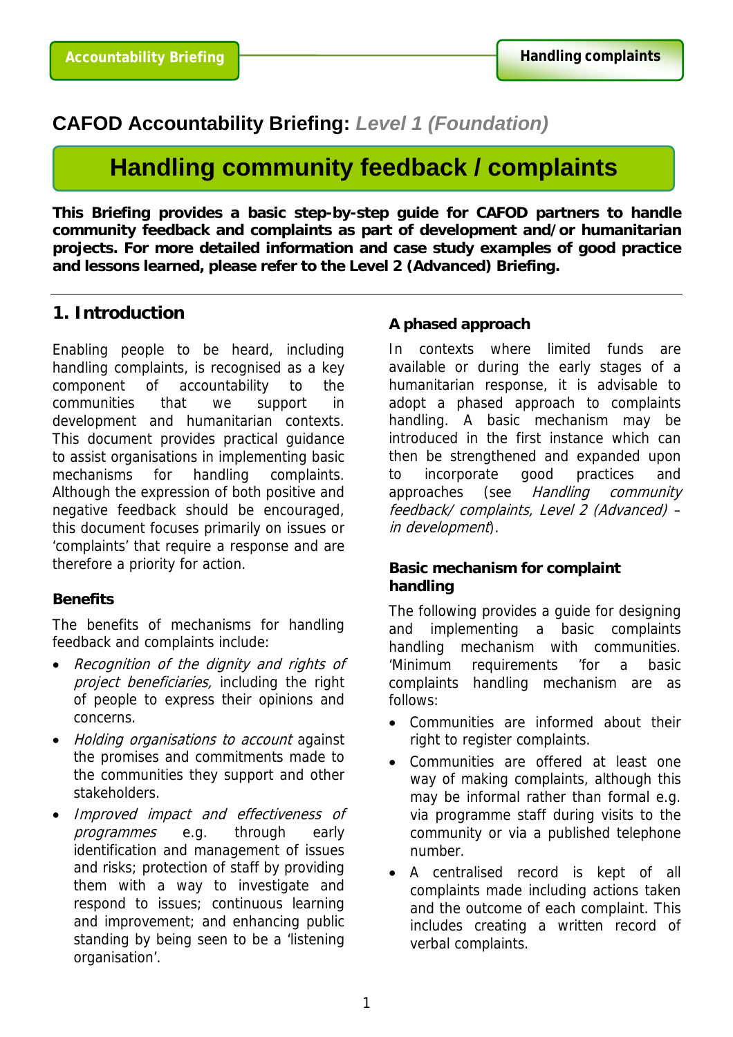Accountability Briefing

Handling complaints

## CAFOD Accountability Briefing: *Level 1 (Foundation)*

# Handling community feedback / complaints

**This Briefing provides a basic step-by-step guide for CAFOD partners to handle community feedback and complaints as part of development and/or humanitarian projects. For more detailed information and case study examples of good practice and lessons learned, please refer to the Level 2 (Advanced) Briefing.**

## 1. Introduction

Enabling people to be heard, including handling complaints, is recognised as a key component of accountability to the communities that we support in development and humanitarian contexts. This document provides practical guidance to assist organisations in implementing basic mechanisms for handling complaints. Although the expression of both positive and negative feedback should be encouraged, this document focuses primarily on issues or 'complaints' that require a response and are therefore a priority for action.

### Benefits

The benefits of mechanisms for handling feedback and complaints include:

- *Recognition of the dignity and rights of project beneficiaries,* including the right of people to express their opinions and concerns.
- *Holding organisations to account* against the promises and commitments made to the communities they support and other stakeholders.
- *Improved impact and effectiveness of programmes* e.g. through early identification and management of issues and risks; protection of staff by providing them with a way to investigate and respond to issues; continuous learning and improvement; and enhancing public standing by being seen to be a 'listening organisation'.

### A phased approach

In contexts where limited funds are available or during the early stages of a humanitarian response, it is advisable to adopt a phased approach to complaints handling. A basic mechanism may be introduced in the first instance which can then be strengthened and expanded upon to incorporate good practices and approaches (see *Handling community feedback/ complaints, Level 2 (Advanced) – in development*).

### Basic mechanism for complaint handling

The following provides a guide for designing and implementing a basic complaints handling mechanism with communities. 'Minimum requirements 'for a basic complaints handling mechanism are as follows:

- Communities are informed about their right to register complaints.
- Communities are offered at least one way of making complaints, although this may be informal rather than formal e.g. via programme staff during visits to the community or via a published telephone number.
- A centralised record is kept of all complaints made including actions taken and the outcome of each complaint. This includes creating a written record of verbal complaints.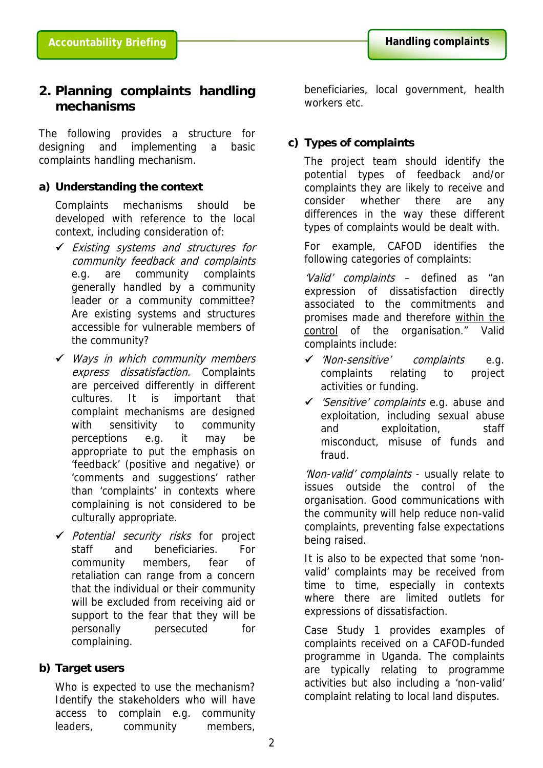## 2. Planning complaints handling mechanisms

The following provides a structure for designing and implementing a basic complaints handling mechanism.

### a) Understanding the context

Complaints mechanisms should be developed with reference to the local context, including consideration of:

- ✓ *Existing systems and structures for community feedback and complaints* e.g. are community complaints generally handled by a community leader or a community committee? Are existing systems and structures accessible for vulnerable members of the community?
- ✓ *Ways in which community members express dissatisfaction.* Complaints are perceived differently in different cultures. It is important that complaint mechanisms are designed with sensitivity to community perceptions e.g. it may be appropriate to put the emphasis on 'feedback' (positive and negative) or 'comments and suggestions' rather than 'complaints' in contexts where complaining is not considered to be culturally appropriate.
- ✓ *Potential security risks* for project staff and beneficiaries. For community members, fear of retaliation can range from a concern that the individual or their community will be excluded from receiving aid or support to the fear that they will be personally persecuted for complaining.

### b) Target users

Who is expected to use the mechanism? Identify the stakeholders who will have access to complain e.g. community leaders, community members, beneficiaries, local government, health workers etc.

### c) Types of complaints

The project team should identify the potential types of feedback and/or complaints they are likely to receive and consider whether there are any differences in the way these different types of complaints would be dealt with.

For example, CAFOD identifies the following categories of complaints:

*'Valid' complaints* – defined as "an expression of dissatisfaction directly associated to the commitments and promises made and therefore within the control of the organisation." Valid complaints include:

- ✓ *'Non-sensitive' complaints* e.g. complaints relating to project activities or funding.
- ✓ *'Sensitive' complaints* e.g. abuse and exploitation, including sexual abuse and exploitation, staff misconduct, misuse of funds and fraud.

*'Non-valid' complaints* - usually relate to issues outside the control of the organisation. Good communications with the community will help reduce non-valid complaints, preventing false expectations being raised.

It is also to be expected that some 'non-valid' complaints may be received from time to time, especially in contexts where there are limited outlets for expressions of dissatisfaction.

Case Study 1 provides examples of complaints received on a CAFOD-funded programme in Uganda. The complaints are typically relating to programme activities but also including a 'non-valid' complaint relating to local land disputes.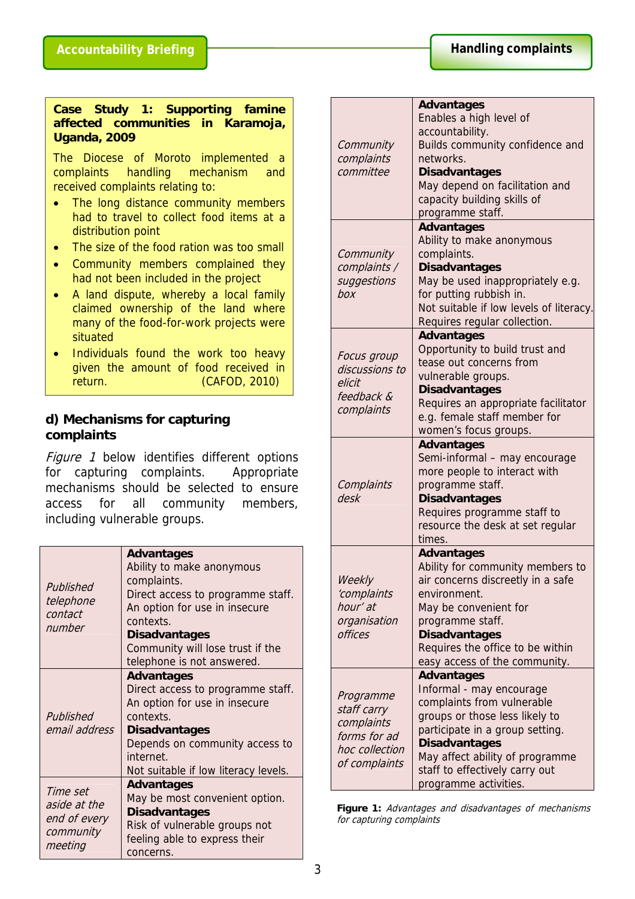**Case Study 1: Supporting famine affected communities in Karamoja, Uganda, 2009**

The Diocese of Moroto implemented a complaints handling mechanism and received complaints relating to:

- The long distance community members had to travel to collect food items at a distribution point
- The size of the food ration was too small
- Community members complained they had not been included in the project
- A land dispute, whereby a local family claimed ownership of the land where many of the food-for-work projects were situated
- Individuals found the work too heavy given the amount of food received in return. (CAFOD, 2010)

### d) Mechanisms for capturing complaints

*Figure 1* below identifies different options for capturing complaints. Appropriate mechanisms should be selected to ensure access for all community members, including vulnerable groups.

| Mechanism | Advantages / Disadvantages |
|---|---|
| *Published telephone contact number* | **Advantages** Ability to make anonymous complaints. Direct access to programme staff. An option for use in insecure contexts. **Disadvantages** Community will lose trust if the telephone is not answered. |
| *Published email address* | **Advantages** Direct access to programme staff. An option for use in insecure contexts. **Disadvantages** Depends on community access to internet. Not suitable if low literacy levels. |
| *Time set aside at the end of every community meeting* | **Advantages** May be most convenient option. **Disadvantages** Risk of vulnerable groups not feeling able to express their concerns. |
| *Community complaints committee* | **Advantages** Enables a high level of accountability. Builds community confidence and networks. **Disadvantages** May depend on facilitation and capacity building skills of programme staff. |
| *Community complaints / suggestions box* | **Advantages** Ability to make anonymous complaints. **Disadvantages** May be used inappropriately e.g. for putting rubbish in. Not suitable if low levels of literacy. Requires regular collection. |
| *Focus group discussions to elicit feedback & complaints* | **Advantages** Opportunity to build trust and tease out concerns from vulnerable groups. **Disadvantages** Requires an appropriate facilitator e.g. female staff member for women's focus groups. |
| *Complaints desk* | **Advantages** Semi-informal – may encourage more people to interact with programme staff. **Disadvantages** Requires programme staff to resource the desk at set regular times. |
| *Weekly 'complaints hour' at organisation offices* | **Advantages** Ability for community members to air concerns discreetly in a safe environment. May be convenient for programme staff. **Disadvantages** Requires the office to be within easy access of the community. |
| *Programme staff carry complaints forms for ad hoc collection of complaints* | **Advantages** Informal - may encourage complaints from vulnerable groups or those less likely to participate in a group setting. **Disadvantages** May affect ability of programme staff to effectively carry out programme activities. |

**Figure 1:** *Advantages and disadvantages of mechanisms for capturing complaints*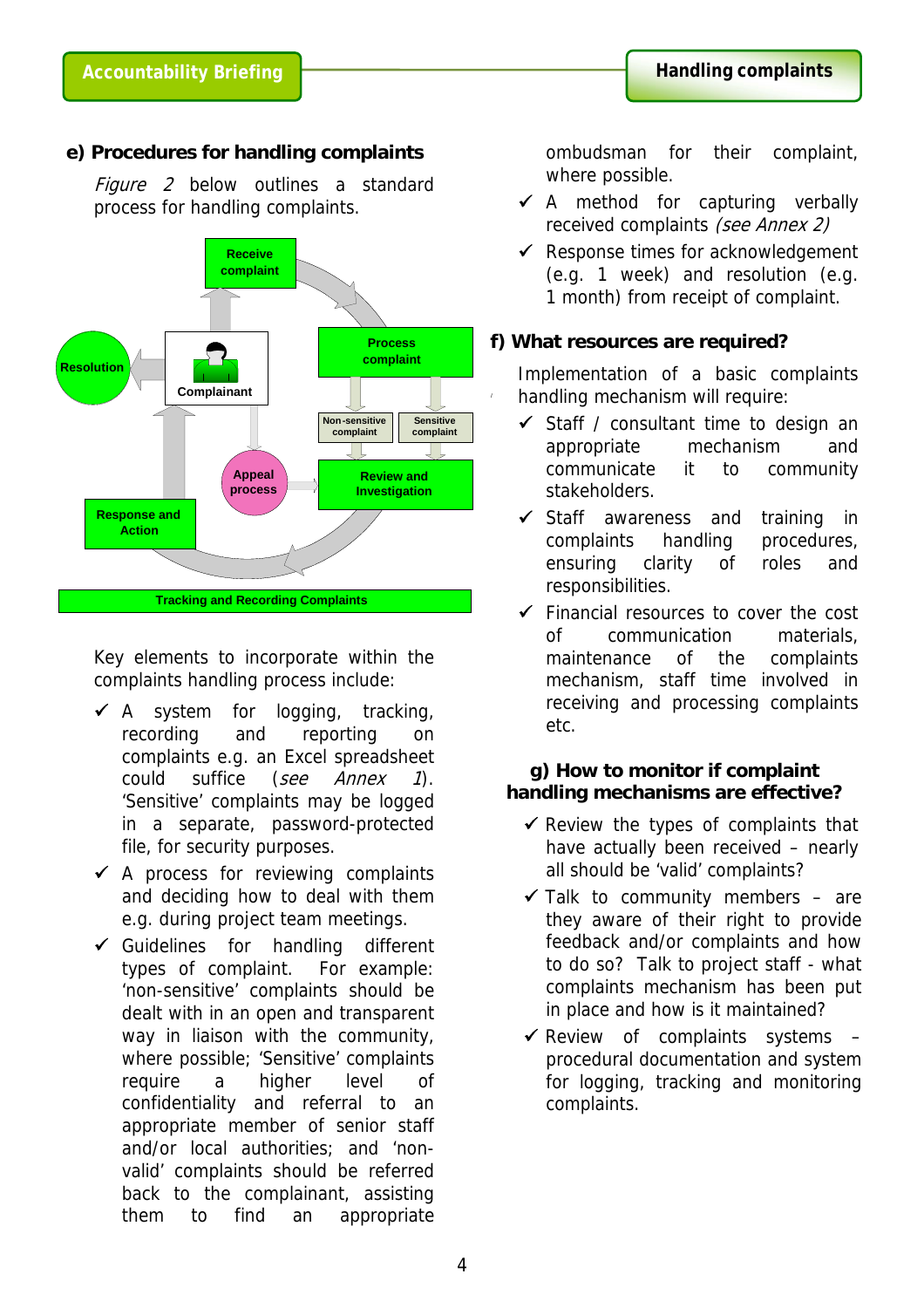## e) Procedures for handling complaints

*Figure 2* below outlines a standard process for handling complaints.

Receive complaint

Process complaint

Non-sensitive complaint

Sensitive complaint

Review and Investigation

Appeal process

Response and Action

Complainant

Resolution

Tracking and Recording Complaints

Key elements to incorporate within the complaints handling process include:

- ✓ A system for logging, tracking, recording and reporting on complaints e.g. an Excel spreadsheet could suffice (*see Annex 1*). 'Sensitive' complaints may be logged in a separate, password-protected file, for security purposes.
- ✓ A process for reviewing complaints and deciding how to deal with them e.g. during project team meetings.
- ✓ Guidelines for handling different types of complaint. For example: 'non-sensitive' complaints should be dealt with in an open and transparent way in liaison with the community, where possible; 'Sensitive' complaints require a higher level of confidentiality and referral to an appropriate member of senior staff and/or local authorities; and 'non-valid' complaints should be referred back to the complainant, assisting them to find an appropriate ombudsman for their complaint, where possible.
- ✓ A method for capturing verbally received complaints *(see Annex 2)*
- ✓ Response times for acknowledgement (e.g. 1 week) and resolution (e.g. 1 month) from receipt of complaint.

## f) What resources are required?

Implementation of a basic complaints handling mechanism will require:

- ✓ Staff / consultant time to design an appropriate mechanism and communicate it to community stakeholders.
- ✓ Staff awareness and training in complaints handling procedures, ensuring clarity of roles and responsibilities.
- ✓ Financial resources to cover the cost of communication materials, maintenance of the complaints mechanism, staff time involved in receiving and processing complaints etc.

## g) How to monitor if complaint handling mechanisms are effective?

- ✓ Review the types of complaints that have actually been received – nearly all should be 'valid' complaints?
- ✓ Talk to community members – are they aware of their right to provide feedback and/or complaints and how to do so? Talk to project staff - what complaints mechanism has been put in place and how is it maintained?
- ✓ Review of complaints systems – procedural documentation and system for logging, tracking and monitoring complaints.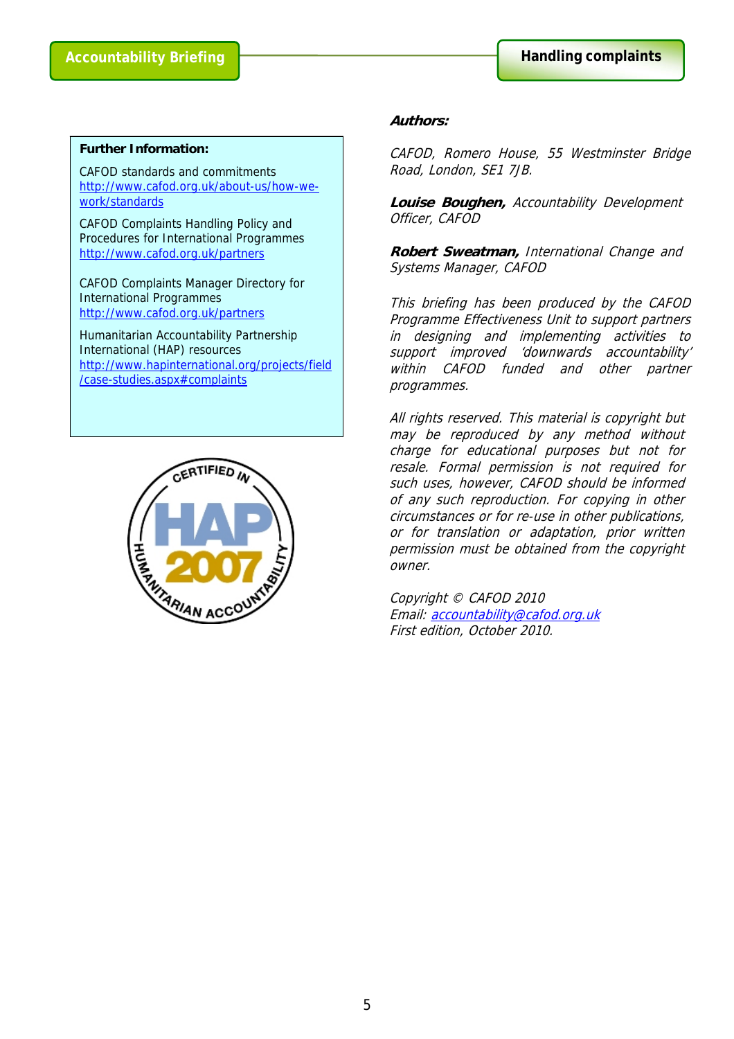**Further Information:**

CAFOD standards and commitments
http://www.cafod.org.uk/about-us/how-we-work/standards

CAFOD Complaints Handling Policy and Procedures for International Programmes
http://www.cafod.org.uk/partners

CAFOD Complaints Manager Directory for International Programmes
http://www.cafod.org.uk/partners

Humanitarian Accountability Partnership International (HAP) resources
http://www.hapinternational.org/projects/field/case-studies.aspx#complaints

***Authors:***

*CAFOD, Romero House, 55 Westminster Bridge Road, London, SE1 7JB.*

***Louise Boughen,*** *Accountability Development Officer, CAFOD*

***Robert Sweatman,*** *International Change and Systems Manager, CAFOD*

*This briefing has been produced by the CAFOD Programme Effectiveness Unit to support partners in designing and implementing activities to support improved 'downwards accountability' within CAFOD funded and other partner programmes.*

*All rights reserved. This material is copyright but may be reproduced by any method without charge for educational purposes but not for resale. Formal permission is not required for such uses, however, CAFOD should be informed of any such reproduction. For copying in other circumstances or for re-use in other publications, or for translation or adaptation, prior written permission must be obtained from the copyright owner.*

*Copyright © CAFOD 2010*
*Email: accountability@cafod.org.uk*
*First edition, October 2010.*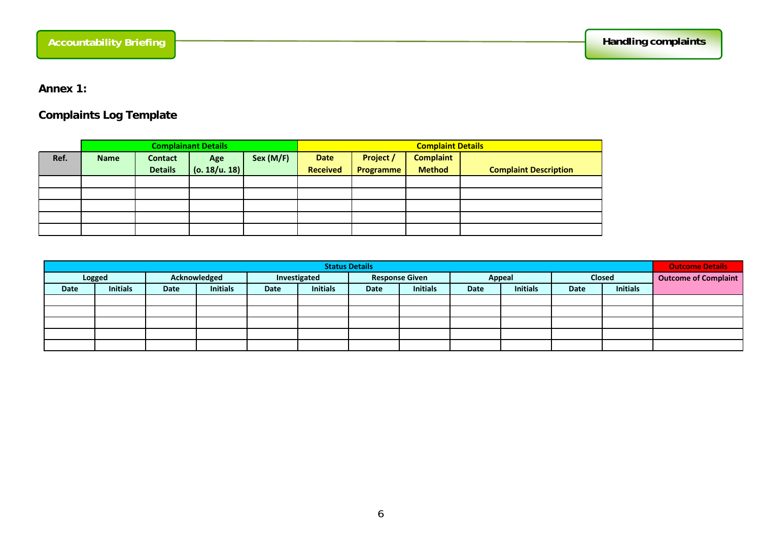## Annex 1:

## Complaints Log Template

| | Complainant Details | | | | Complaint Details | | | |
|---|---|---|---|---|---|---|---|---|
| Ref. | Name | Contact Details | Age (o. 18/u. 18) | Sex (M/F) | Date Received | Project / Programme | Complaint Method | Complaint Description |
| | | | | | | | | |
| | | | | | | | | |
| | | | | | | | | |
| | | | | | | | | |
| | | | | | | | | |

| Status Details | | | | | | | | | | | | Outcome Details |
|---|---|---|---|---|---|---|---|---|---|---|---|---|
| Logged | | Acknowledged | | Investigated | | Response Given | | Appeal | | Closed | | Outcome of Complaint |
| Date | Initials | Date | Initials | Date | Initials | Date | Initials | Date | Initials | Date | Initials | |
| | | | | | | | | | | | | |
| | | | | | | | | | | | | |
| | | | | | | | | | | | | |
| | | | | | | | | | | | | |
| | | | | | | | | | | | | |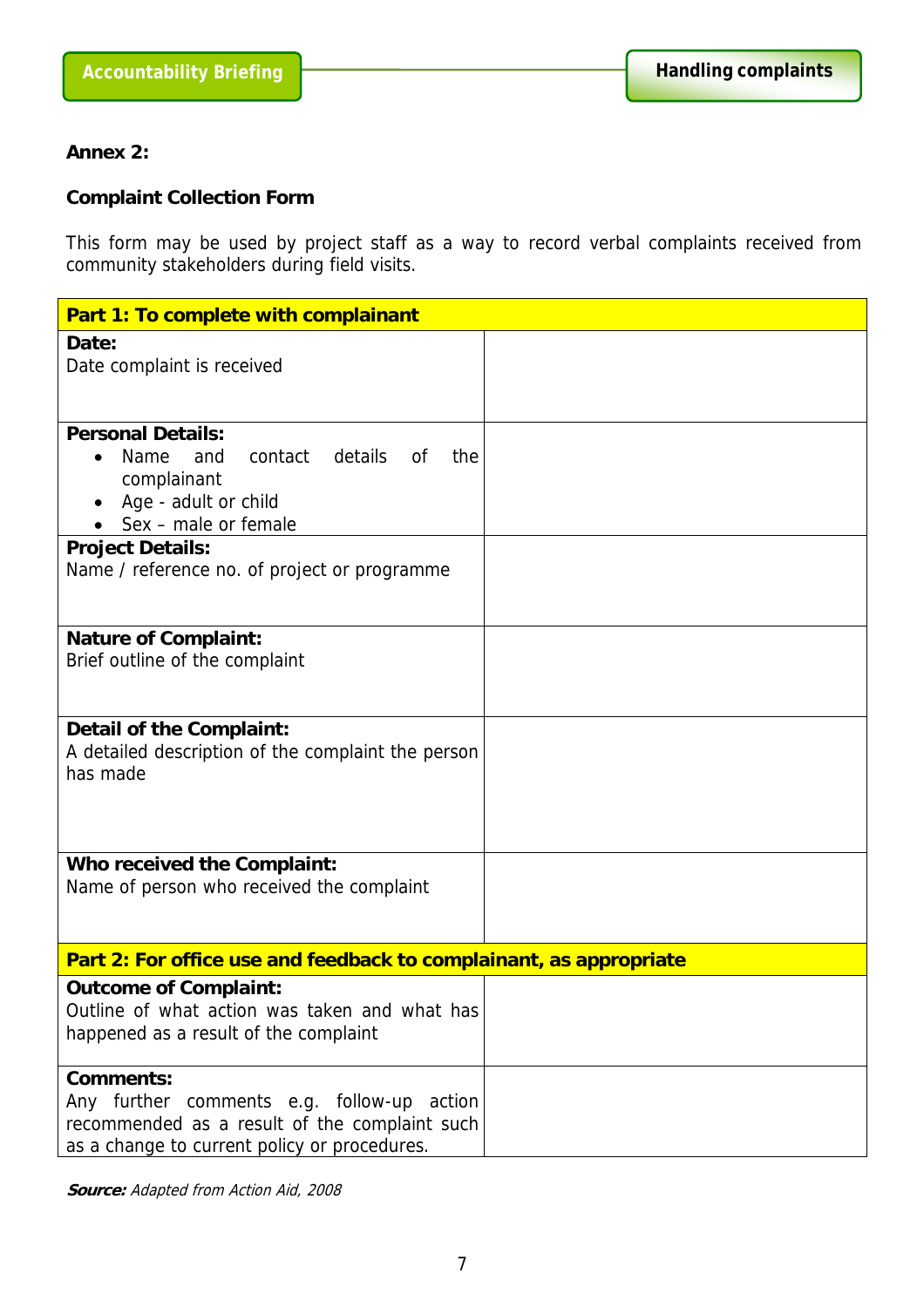**Annex 2:**

**Complaint Collection Form**

This form may be used by project staff as a way to record verbal complaints received from community stakeholders during field visits.

| | |
|---|---|
| **Part 1: To complete with complainant** | |
| **Date:**<br>Date complaint is received | |
| **Personal Details:**<br>• Name and contact details of the complainant<br>• Age - adult or child<br>• Sex – male or female | |
| **Project Details:**<br>Name / reference no. of project or programme | |
| **Nature of Complaint:**<br>Brief outline of the complaint | |
| **Detail of the Complaint:**<br>A detailed description of the complaint the person has made | |
| **Who received the Complaint:**<br>Name of person who received the complaint | |
| **Part 2: For office use and feedback to complainant, as appropriate** | |
| **Outcome of Complaint:**<br>Outline of what action was taken and what has happened as a result of the complaint | |
| **Comments:**<br>Any further comments e.g. follow-up action recommended as a result of the complaint such as a change to current policy or procedures. | |

***Source:*** *Adapted from Action Aid, 2008*